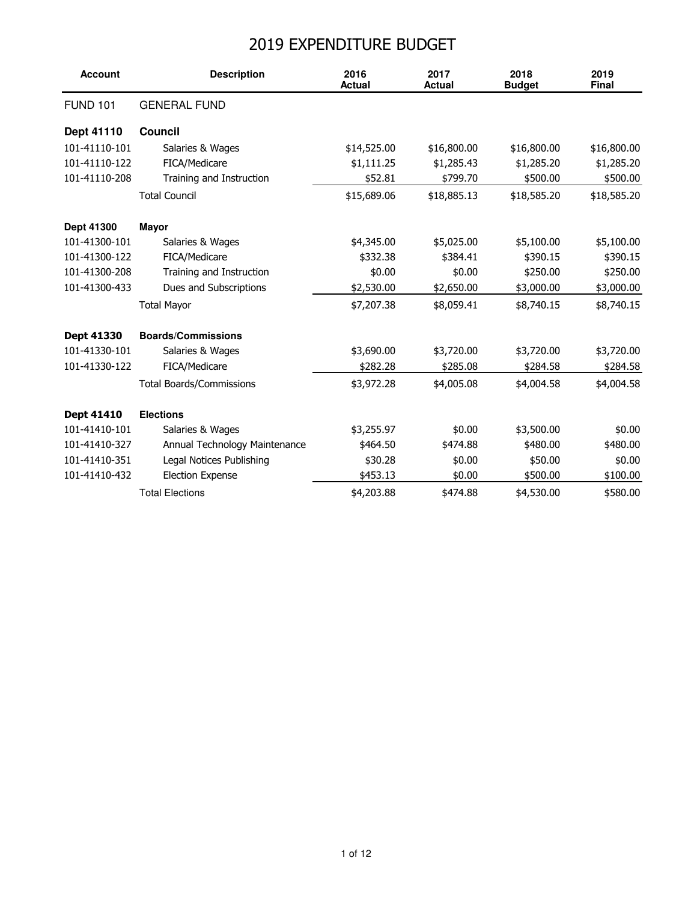# 2019 EXPENDITURE BUDGET

| Account | Description | 2016 Actual | 2017 Actual | 2018 Budget | 2019 Final |
|---|---|---|---|---|---|
| FUND 101 | GENERAL FUND | | | | |
| **Dept 41110** | **Council** | | | | |
| 101-41110-101 | Salaries & Wages | $14,525.00 | $16,800.00 | $16,800.00 | $16,800.00 |
| 101-41110-122 | FICA/Medicare | $1,111.25 | $1,285.43 | $1,285.20 | $1,285.20 |
| 101-41110-208 | Training and Instruction | $52.81 | $799.70 | $500.00 | $500.00 |
| | Total Council | $15,689.06 | $18,885.13 | $18,585.20 | $18,585.20 |
| **Dept 41300** | **Mayor** | | | | |
| 101-41300-101 | Salaries & Wages | $4,345.00 | $5,025.00 | $5,100.00 | $5,100.00 |
| 101-41300-122 | FICA/Medicare | $332.38 | $384.41 | $390.15 | $390.15 |
| 101-41300-208 | Training and Instruction | $0.00 | $0.00 | $250.00 | $250.00 |
| 101-41300-433 | Dues and Subscriptions | $2,530.00 | $2,650.00 | $3,000.00 | $3,000.00 |
| | Total Mayor | $7,207.38 | $8,059.41 | $8,740.15 | $8,740.15 |
| **Dept 41330** | **Boards/Commissions** | | | | |
| 101-41330-101 | Salaries & Wages | $3,690.00 | $3,720.00 | $3,720.00 | $3,720.00 |
| 101-41330-122 | FICA/Medicare | $282.28 | $285.08 | $284.58 | $284.58 |
| | Total Boards/Commissions | $3,972.28 | $4,005.08 | $4,004.58 | $4,004.58 |
| **Dept 41410** | **Elections** | | | | |
| 101-41410-101 | Salaries & Wages | $3,255.97 | $0.00 | $3,500.00 | $0.00 |
| 101-41410-327 | Annual Technology Maintenance | $464.50 | $474.88 | $480.00 | $480.00 |
| 101-41410-351 | Legal Notices Publishing | $30.28 | $0.00 | $50.00 | $0.00 |
| 101-41410-432 | Election Expense | $453.13 | $0.00 | $500.00 | $100.00 |
| | Total Elections | $4,203.88 | $474.88 | $4,530.00 | $580.00 |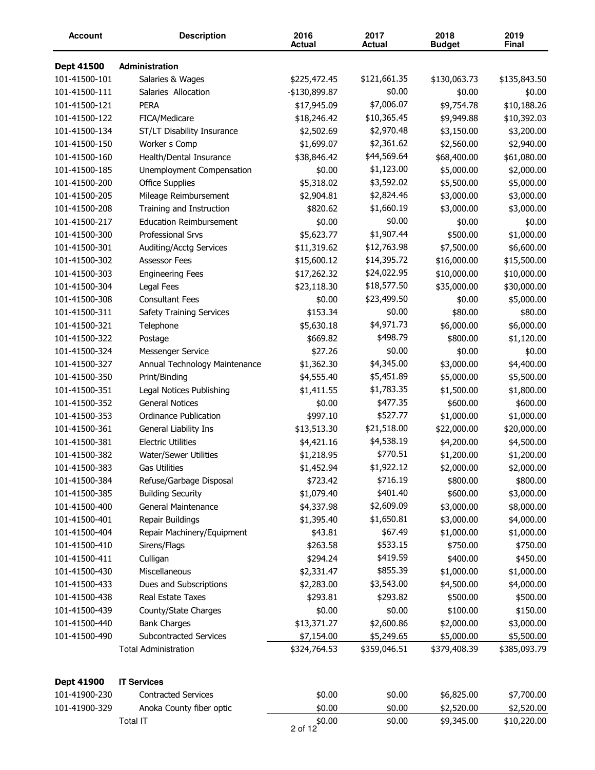| Account | Description | 2016 Actual | 2017 Actual | 2018 Budget | 2019 Final |
|---|---|---|---|---|---|
| **Dept 41500** | **Administration** | | | | |
| 101-41500-101 | Salaries & Wages | $225,472.45 | $121,661.35 | $130,063.73 | $135,843.50 |
| 101-41500-111 | Salaries Allocation | -$130,899.87 | $0.00 | $0.00 | $0.00 |
| 101-41500-121 | PERA | $17,945.09 | $7,006.07 | $9,754.78 | $10,188.26 |
| 101-41500-122 | FICA/Medicare | $18,246.42 | $10,365.45 | $9,949.88 | $10,392.03 |
| 101-41500-134 | ST/LT Disability Insurance | $2,502.69 | $2,970.48 | $3,150.00 | $3,200.00 |
| 101-41500-150 | Worker s Comp | $1,699.07 | $2,361.62 | $2,560.00 | $2,940.00 |
| 101-41500-160 | Health/Dental Insurance | $38,846.42 | $44,569.64 | $68,400.00 | $61,080.00 |
| 101-41500-185 | Unemployment Compensation | $0.00 | $1,123.00 | $5,000.00 | $2,000.00 |
| 101-41500-200 | Office Supplies | $5,318.02 | $3,592.02 | $5,500.00 | $5,000.00 |
| 101-41500-205 | Mileage Reimbursement | $2,904.81 | $2,824.46 | $3,000.00 | $3,000.00 |
| 101-41500-208 | Training and Instruction | $820.62 | $1,660.19 | $3,000.00 | $3,000.00 |
| 101-41500-217 | Education Reimbursement | $0.00 | $0.00 | $0.00 | $0.00 |
| 101-41500-300 | Professional Srvs | $5,623.77 | $1,907.44 | $500.00 | $1,000.00 |
| 101-41500-301 | Auditing/Acctg Services | $11,319.62 | $12,763.98 | $7,500.00 | $6,600.00 |
| 101-41500-302 | Assessor Fees | $15,600.12 | $14,395.72 | $16,000.00 | $15,500.00 |
| 101-41500-303 | Engineering Fees | $17,262.32 | $24,022.95 | $10,000.00 | $10,000.00 |
| 101-41500-304 | Legal Fees | $23,118.30 | $18,577.50 | $35,000.00 | $30,000.00 |
| 101-41500-308 | Consultant Fees | $0.00 | $23,499.50 | $0.00 | $5,000.00 |
| 101-41500-311 | Safety Training Services | $153.34 | $0.00 | $80.00 | $80.00 |
| 101-41500-321 | Telephone | $5,630.18 | $4,971.73 | $6,000.00 | $6,000.00 |
| 101-41500-322 | Postage | $669.82 | $498.79 | $800.00 | $1,120.00 |
| 101-41500-324 | Messenger Service | $27.26 | $0.00 | $0.00 | $0.00 |
| 101-41500-327 | Annual Technology Maintenance | $1,362.30 | $4,345.00 | $3,000.00 | $4,400.00 |
| 101-41500-350 | Print/Binding | $4,555.40 | $5,451.89 | $5,000.00 | $5,500.00 |
| 101-41500-351 | Legal Notices Publishing | $1,411.55 | $1,783.35 | $1,500.00 | $1,800.00 |
| 101-41500-352 | General Notices | $0.00 | $477.35 | $600.00 | $600.00 |
| 101-41500-353 | Ordinance Publication | $997.10 | $527.77 | $1,000.00 | $1,000.00 |
| 101-41500-361 | General Liability Ins | $13,513.30 | $21,518.00 | $22,000.00 | $20,000.00 |
| 101-41500-381 | Electric Utilities | $4,421.16 | $4,538.19 | $4,200.00 | $4,500.00 |
| 101-41500-382 | Water/Sewer Utilities | $1,218.95 | $770.51 | $1,200.00 | $1,200.00 |
| 101-41500-383 | Gas Utilities | $1,452.94 | $1,922.12 | $2,000.00 | $2,000.00 |
| 101-41500-384 | Refuse/Garbage Disposal | $723.42 | $716.19 | $800.00 | $800.00 |
| 101-41500-385 | Building Security | $1,079.40 | $401.40 | $600.00 | $3,000.00 |
| 101-41500-400 | General Maintenance | $4,337.98 | $2,609.09 | $3,000.00 | $8,000.00 |
| 101-41500-401 | Repair Buildings | $1,395.40 | $1,650.81 | $3,000.00 | $4,000.00 |
| 101-41500-404 | Repair Machinery/Equipment | $43.81 | $67.49 | $1,000.00 | $1,000.00 |
| 101-41500-410 | Sirens/Flags | $263.58 | $533.15 | $750.00 | $750.00 |
| 101-41500-411 | Culligan | $294.24 | $419.59 | $400.00 | $450.00 |
| 101-41500-430 | Miscellaneous | $2,331.47 | $855.39 | $1,000.00 | $1,000.00 |
| 101-41500-433 | Dues and Subscriptions | $2,283.00 | $3,543.00 | $4,500.00 | $4,000.00 |
| 101-41500-438 | Real Estate Taxes | $293.81 | $293.82 | $500.00 | $500.00 |
| 101-41500-439 | County/State Charges | $0.00 | $0.00 | $100.00 | $150.00 |
| 101-41500-440 | Bank Charges | $13,371.27 | $2,600.86 | $2,000.00 | $3,000.00 |
| 101-41500-490 | Subcontracted Services | $7,154.00 | $5,249.65 | $5,000.00 | $5,500.00 |
| | Total Administration | $324,764.53 | $359,046.51 | $379,408.39 | $385,093.79 |
| | | | | | |
| **Dept 41900** | **IT Services** | | | | |
| 101-41900-230 | Contracted Services | $0.00 | $0.00 | $6,825.00 | $7,700.00 |
| 101-41900-329 | Anoka County fiber optic | $0.00 | $0.00 | $2,520.00 | $2,520.00 |
| | Total IT | $0.00 | $0.00 | $9,345.00 | $10,220.00 |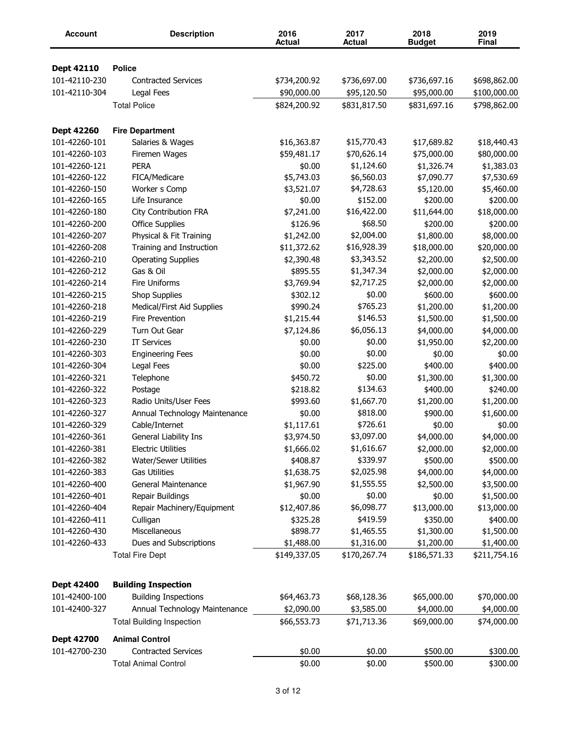| Account | Description | 2016 Actual | 2017 Actual | 2018 Budget | 2019 Final |
|---|---|---|---|---|---|
| **Dept 42110** | **Police** | | | | |
| 101-42110-230 | Contracted Services | $734,200.92 | $736,697.00 | $736,697.16 | $698,862.00 |
| 101-42110-304 | Legal Fees | $90,000.00 | $95,120.50 | $95,000.00 | $100,000.00 |
| | Total Police | $824,200.92 | $831,817.50 | $831,697.16 | $798,862.00 |
| **Dept 42260** | **Fire Department** | | | | |
| 101-42260-101 | Salaries & Wages | $16,363.87 | $15,770.43 | $17,689.82 | $18,440.43 |
| 101-42260-103 | Firemen Wages | $59,481.17 | $70,626.14 | $75,000.00 | $80,000.00 |
| 101-42260-121 | PERA | $0.00 | $1,124.60 | $1,326.74 | $1,383.03 |
| 101-42260-122 | FICA/Medicare | $5,743.03 | $6,560.03 | $7,090.77 | $7,530.69 |
| 101-42260-150 | Worker s Comp | $3,521.07 | $4,728.63 | $5,120.00 | $5,460.00 |
| 101-42260-165 | Life Insurance | $0.00 | $152.00 | $200.00 | $200.00 |
| 101-42260-180 | City Contribution FRA | $7,241.00 | $16,422.00 | $11,644.00 | $18,000.00 |
| 101-42260-200 | Office Supplies | $126.96 | $68.50 | $200.00 | $200.00 |
| 101-42260-207 | Physical & Fit Training | $1,242.00 | $2,004.00 | $1,800.00 | $8,000.00 |
| 101-42260-208 | Training and Instruction | $11,372.62 | $16,928.39 | $18,000.00 | $20,000.00 |
| 101-42260-210 | Operating Supplies | $2,390.48 | $3,343.52 | $2,200.00 | $2,500.00 |
| 101-42260-212 | Gas & Oil | $895.55 | $1,347.34 | $2,000.00 | $2,000.00 |
| 101-42260-214 | Fire Uniforms | $3,769.94 | $2,717.25 | $2,000.00 | $2,000.00 |
| 101-42260-215 | Shop Supplies | $302.12 | $0.00 | $600.00 | $600.00 |
| 101-42260-218 | Medical/First Aid Supplies | $990.24 | $765.23 | $1,200.00 | $1,200.00 |
| 101-42260-219 | Fire Prevention | $1,215.44 | $146.53 | $1,500.00 | $1,500.00 |
| 101-42260-229 | Turn Out Gear | $7,124.86 | $6,056.13 | $4,000.00 | $4,000.00 |
| 101-42260-230 | IT Services | $0.00 | $0.00 | $1,950.00 | $2,200.00 |
| 101-42260-303 | Engineering Fees | $0.00 | $0.00 | $0.00 | $0.00 |
| 101-42260-304 | Legal Fees | $0.00 | $225.00 | $400.00 | $400.00 |
| 101-42260-321 | Telephone | $450.72 | $0.00 | $1,300.00 | $1,300.00 |
| 101-42260-322 | Postage | $218.82 | $134.63 | $400.00 | $240.00 |
| 101-42260-323 | Radio Units/User Fees | $993.60 | $1,667.70 | $1,200.00 | $1,200.00 |
| 101-42260-327 | Annual Technology Maintenance | $0.00 | $818.00 | $900.00 | $1,600.00 |
| 101-42260-329 | Cable/Internet | $1,117.61 | $726.61 | $0.00 | $0.00 |
| 101-42260-361 | General Liability Ins | $3,974.50 | $3,097.00 | $4,000.00 | $4,000.00 |
| 101-42260-381 | Electric Utilities | $1,666.02 | $1,616.67 | $2,000.00 | $2,000.00 |
| 101-42260-382 | Water/Sewer Utilities | $408.87 | $339.97 | $500.00 | $500.00 |
| 101-42260-383 | Gas Utilities | $1,638.75 | $2,025.98 | $4,000.00 | $4,000.00 |
| 101-42260-400 | General Maintenance | $1,967.90 | $1,555.55 | $2,500.00 | $3,500.00 |
| 101-42260-401 | Repair Buildings | $0.00 | $0.00 | $0.00 | $1,500.00 |
| 101-42260-404 | Repair Machinery/Equipment | $12,407.86 | $6,098.77 | $13,000.00 | $13,000.00 |
| 101-42260-411 | Culligan | $325.28 | $419.59 | $350.00 | $400.00 |
| 101-42260-430 | Miscellaneous | $898.77 | $1,465.55 | $1,300.00 | $1,500.00 |
| 101-42260-433 | Dues and Subscriptions | $1,488.00 | $1,316.00 | $1,200.00 | $1,400.00 |
| | Total Fire Dept | $149,337.05 | $170,267.74 | $186,571.33 | $211,754.16 |
| **Dept 42400** | **Building Inspection** | | | | |
| 101-42400-100 | Building Inspections | $64,463.73 | $68,128.36 | $65,000.00 | $70,000.00 |
| 101-42400-327 | Annual Technology Maintenance | $2,090.00 | $3,585.00 | $4,000.00 | $4,000.00 |
| | Total Building Inspection | $66,553.73 | $71,713.36 | $69,000.00 | $74,000.00 |
| **Dept 42700** | **Animal Control** | | | | |
| 101-42700-230 | Contracted Services | $0.00 | $0.00 | $500.00 | $300.00 |
| | Total Animal Control | $0.00 | $0.00 | $500.00 | $300.00 |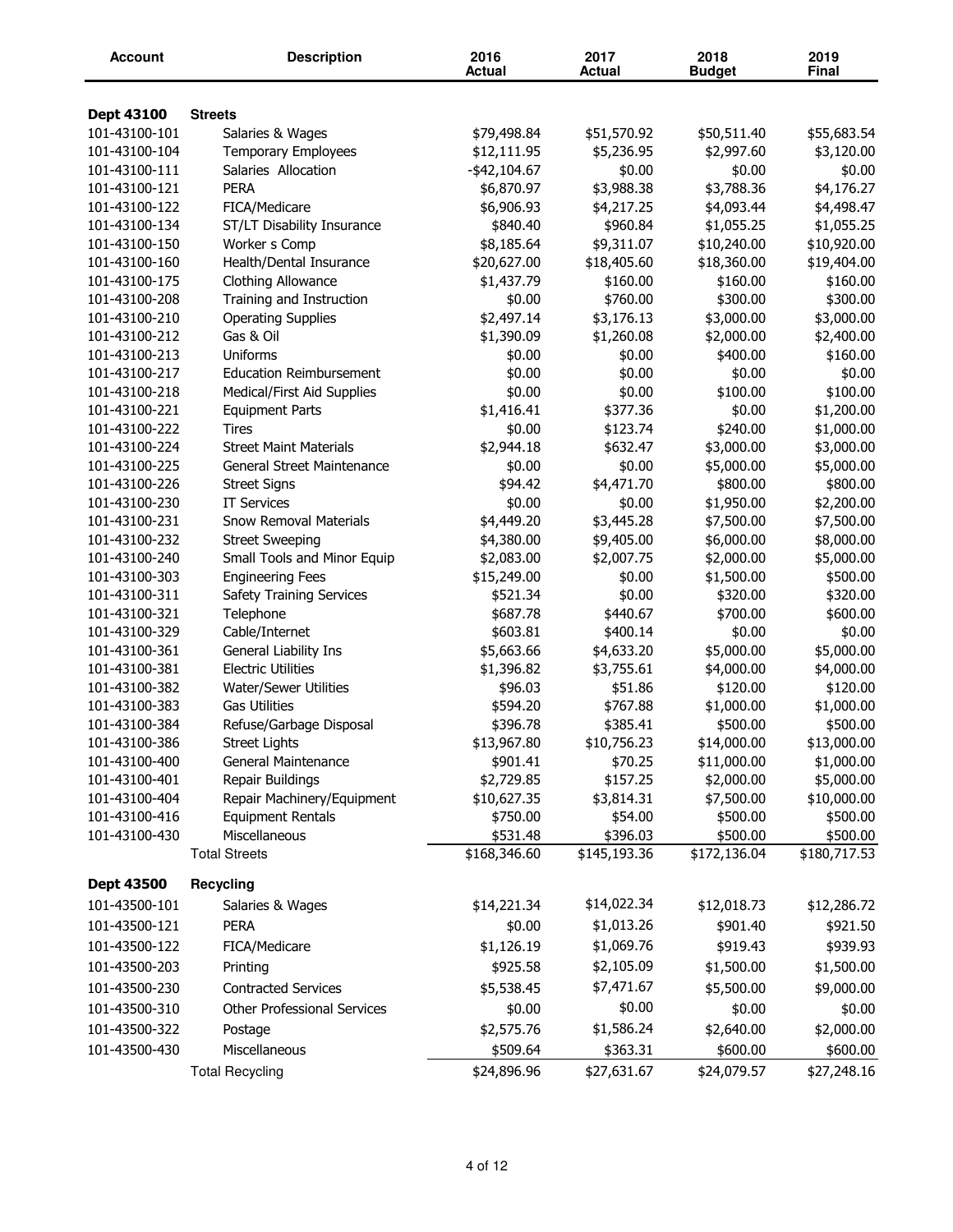| Account | Description | 2016 Actual | 2017 Actual | 2018 Budget | 2019 Final |
|---|---|---|---|---|---|
| **Dept 43100** | **Streets** | | | | |
| 101-43100-101 | Salaries & Wages | $79,498.84 | $51,570.92 | $50,511.40 | $55,683.54 |
| 101-43100-104 | Temporary Employees | $12,111.95 | $5,236.95 | $2,997.60 | $3,120.00 |
| 101-43100-111 | Salaries Allocation | -$42,104.67 | $0.00 | $0.00 | $0.00 |
| 101-43100-121 | PERA | $6,870.97 | $3,988.38 | $3,788.36 | $4,176.27 |
| 101-43100-122 | FICA/Medicare | $6,906.93 | $4,217.25 | $4,093.44 | $4,498.47 |
| 101-43100-134 | ST/LT Disability Insurance | $840.40 | $960.84 | $1,055.25 | $1,055.25 |
| 101-43100-150 | Worker s Comp | $8,185.64 | $9,311.07 | $10,240.00 | $10,920.00 |
| 101-43100-160 | Health/Dental Insurance | $20,627.00 | $18,405.60 | $18,360.00 | $19,404.00 |
| 101-43100-175 | Clothing Allowance | $1,437.79 | $160.00 | $160.00 | $160.00 |
| 101-43100-208 | Training and Instruction | $0.00 | $760.00 | $300.00 | $300.00 |
| 101-43100-210 | Operating Supplies | $2,497.14 | $3,176.13 | $3,000.00 | $3,000.00 |
| 101-43100-212 | Gas & Oil | $1,390.09 | $1,260.08 | $2,000.00 | $2,400.00 |
| 101-43100-213 | Uniforms | $0.00 | $0.00 | $400.00 | $160.00 |
| 101-43100-217 | Education Reimbursement | $0.00 | $0.00 | $0.00 | $0.00 |
| 101-43100-218 | Medical/First Aid Supplies | $0.00 | $0.00 | $100.00 | $100.00 |
| 101-43100-221 | Equipment Parts | $1,416.41 | $377.36 | $0.00 | $1,200.00 |
| 101-43100-222 | Tires | $0.00 | $123.74 | $240.00 | $1,000.00 |
| 101-43100-224 | Street Maint Materials | $2,944.18 | $632.47 | $3,000.00 | $3,000.00 |
| 101-43100-225 | General Street Maintenance | $0.00 | $0.00 | $5,000.00 | $5,000.00 |
| 101-43100-226 | Street Signs | $94.42 | $4,471.70 | $800.00 | $800.00 |
| 101-43100-230 | IT Services | $0.00 | $0.00 | $1,950.00 | $2,200.00 |
| 101-43100-231 | Snow Removal Materials | $4,449.20 | $3,445.28 | $7,500.00 | $7,500.00 |
| 101-43100-232 | Street Sweeping | $4,380.00 | $9,405.00 | $6,000.00 | $8,000.00 |
| 101-43100-240 | Small Tools and Minor Equip | $2,083.00 | $2,007.75 | $2,000.00 | $5,000.00 |
| 101-43100-303 | Engineering Fees | $15,249.00 | $0.00 | $1,500.00 | $500.00 |
| 101-43100-311 | Safety Training Services | $521.34 | $0.00 | $320.00 | $320.00 |
| 101-43100-321 | Telephone | $687.78 | $440.67 | $700.00 | $600.00 |
| 101-43100-329 | Cable/Internet | $603.81 | $400.14 | $0.00 | $0.00 |
| 101-43100-361 | General Liability Ins | $5,663.66 | $4,633.20 | $5,000.00 | $5,000.00 |
| 101-43100-381 | Electric Utilities | $1,396.82 | $3,755.61 | $4,000.00 | $4,000.00 |
| 101-43100-382 | Water/Sewer Utilities | $96.03 | $51.86 | $120.00 | $120.00 |
| 101-43100-383 | Gas Utilities | $594.20 | $767.88 | $1,000.00 | $1,000.00 |
| 101-43100-384 | Refuse/Garbage Disposal | $396.78 | $385.41 | $500.00 | $500.00 |
| 101-43100-386 | Street Lights | $13,967.80 | $10,756.23 | $14,000.00 | $13,000.00 |
| 101-43100-400 | General Maintenance | $901.41 | $70.25 | $11,000.00 | $1,000.00 |
| 101-43100-401 | Repair Buildings | $2,729.85 | $157.25 | $2,000.00 | $5,000.00 |
| 101-43100-404 | Repair Machinery/Equipment | $10,627.35 | $3,814.31 | $7,500.00 | $10,000.00 |
| 101-43100-416 | Equipment Rentals | $750.00 | $54.00 | $500.00 | $500.00 |
| 101-43100-430 | Miscellaneous | $531.48 | $396.03 | $500.00 | $500.00 |
| | Total Streets | $168,346.60 | $145,193.36 | $172,136.04 | $180,717.53 |
| **Dept 43500** | **Recycling** | | | | |
| 101-43500-101 | Salaries & Wages | $14,221.34 | $14,022.34 | $12,018.73 | $12,286.72 |
| 101-43500-121 | PERA | $0.00 | $1,013.26 | $901.40 | $921.50 |
| 101-43500-122 | FICA/Medicare | $1,126.19 | $1,069.76 | $919.43 | $939.93 |
| 101-43500-203 | Printing | $925.58 | $2,105.09 | $1,500.00 | $1,500.00 |
| 101-43500-230 | Contracted Services | $5,538.45 | $7,471.67 | $5,500.00 | $9,000.00 |
| 101-43500-310 | Other Professional Services | $0.00 | $0.00 | $0.00 | $0.00 |
| 101-43500-322 | Postage | $2,575.76 | $1,586.24 | $2,640.00 | $2,000.00 |
| 101-43500-430 | Miscellaneous | $509.64 | $363.31 | $600.00 | $600.00 |
| | Total Recycling | $24,896.96 | $27,631.67 | $24,079.57 | $27,248.16 |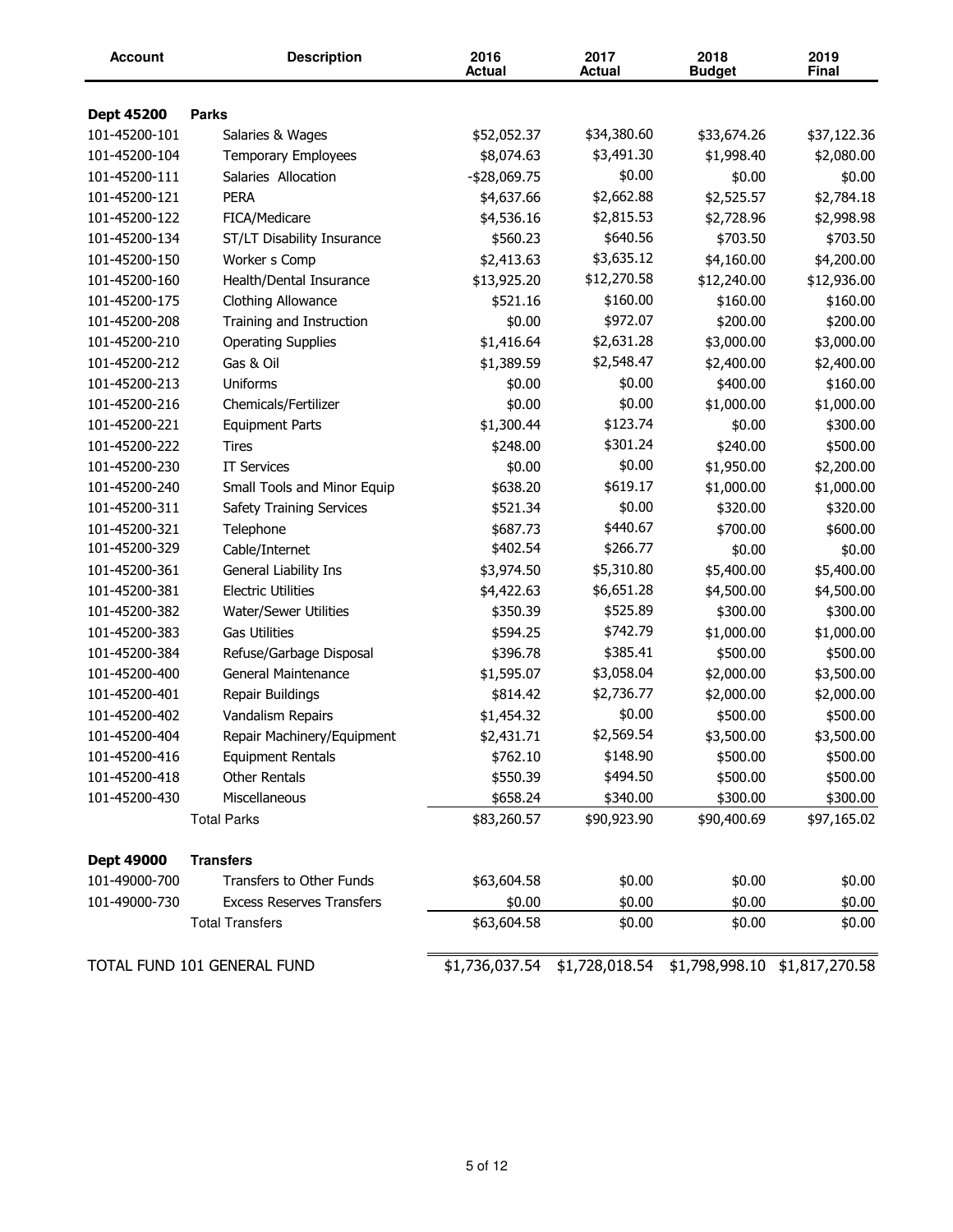| Account | Description | 2016 Actual | 2017 Actual | 2018 Budget | 2019 Final |
|---|---|---|---|---|---|
| **Dept 45200** | **Parks** | | | | |
| 101-45200-101 | Salaries & Wages | $52,052.37 | $34,380.60 | $33,674.26 | $37,122.36 |
| 101-45200-104 | Temporary Employees | $8,074.63 | $3,491.30 | $1,998.40 | $2,080.00 |
| 101-45200-111 | Salaries Allocation | -$28,069.75 | $0.00 | $0.00 | $0.00 |
| 101-45200-121 | PERA | $4,637.66 | $2,662.88 | $2,525.57 | $2,784.18 |
| 101-45200-122 | FICA/Medicare | $4,536.16 | $2,815.53 | $2,728.96 | $2,998.98 |
| 101-45200-134 | ST/LT Disability Insurance | $560.23 | $640.56 | $703.50 | $703.50 |
| 101-45200-150 | Worker s Comp | $2,413.63 | $3,635.12 | $4,160.00 | $4,200.00 |
| 101-45200-160 | Health/Dental Insurance | $13,925.20 | $12,270.58 | $12,240.00 | $12,936.00 |
| 101-45200-175 | Clothing Allowance | $521.16 | $160.00 | $160.00 | $160.00 |
| 101-45200-208 | Training and Instruction | $0.00 | $972.07 | $200.00 | $200.00 |
| 101-45200-210 | Operating Supplies | $1,416.64 | $2,631.28 | $3,000.00 | $3,000.00 |
| 101-45200-212 | Gas & Oil | $1,389.59 | $2,548.47 | $2,400.00 | $2,400.00 |
| 101-45200-213 | Uniforms | $0.00 | $0.00 | $400.00 | $160.00 |
| 101-45200-216 | Chemicals/Fertilizer | $0.00 | $0.00 | $1,000.00 | $1,000.00 |
| 101-45200-221 | Equipment Parts | $1,300.44 | $123.74 | $0.00 | $300.00 |
| 101-45200-222 | Tires | $248.00 | $301.24 | $240.00 | $500.00 |
| 101-45200-230 | IT Services | $0.00 | $0.00 | $1,950.00 | $2,200.00 |
| 101-45200-240 | Small Tools and Minor Equip | $638.20 | $619.17 | $1,000.00 | $1,000.00 |
| 101-45200-311 | Safety Training Services | $521.34 | $0.00 | $320.00 | $320.00 |
| 101-45200-321 | Telephone | $687.73 | $440.67 | $700.00 | $600.00 |
| 101-45200-329 | Cable/Internet | $402.54 | $266.77 | $0.00 | $0.00 |
| 101-45200-361 | General Liability Ins | $3,974.50 | $5,310.80 | $5,400.00 | $5,400.00 |
| 101-45200-381 | Electric Utilities | $4,422.63 | $6,651.28 | $4,500.00 | $4,500.00 |
| 101-45200-382 | Water/Sewer Utilities | $350.39 | $525.89 | $300.00 | $300.00 |
| 101-45200-383 | Gas Utilities | $594.25 | $742.79 | $1,000.00 | $1,000.00 |
| 101-45200-384 | Refuse/Garbage Disposal | $396.78 | $385.41 | $500.00 | $500.00 |
| 101-45200-400 | General Maintenance | $1,595.07 | $3,058.04 | $2,000.00 | $3,500.00 |
| 101-45200-401 | Repair Buildings | $814.42 | $2,736.77 | $2,000.00 | $2,000.00 |
| 101-45200-402 | Vandalism Repairs | $1,454.32 | $0.00 | $500.00 | $500.00 |
| 101-45200-404 | Repair Machinery/Equipment | $2,431.71 | $2,569.54 | $3,500.00 | $3,500.00 |
| 101-45200-416 | Equipment Rentals | $762.10 | $148.90 | $500.00 | $500.00 |
| 101-45200-418 | Other Rentals | $550.39 | $494.50 | $500.00 | $500.00 |
| 101-45200-430 | Miscellaneous | $658.24 | $340.00 | $300.00 | $300.00 |
| | Total Parks | $83,260.57 | $90,923.90 | $90,400.69 | $97,165.02 |
| **Dept 49000** | **Transfers** | | | | |
| 101-49000-700 | Transfers to Other Funds | $63,604.58 | $0.00 | $0.00 | $0.00 |
| 101-49000-730 | Excess Reserves Transfers | $0.00 | $0.00 | $0.00 | $0.00 |
| | Total Transfers | $63,604.58 | $0.00 | $0.00 | $0.00 |
| TOTAL FUND 101 GENERAL FUND | | $1,736,037.54 | $1,728,018.54 | $1,798,998.10 | $1,817,270.58 |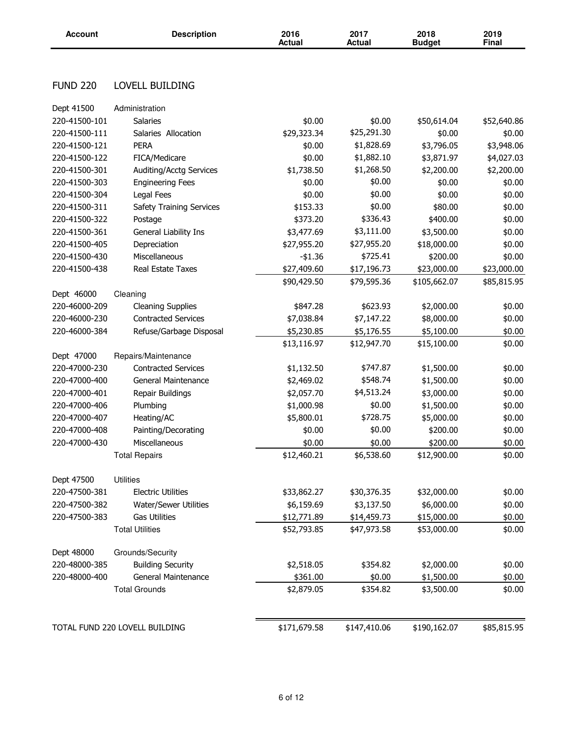| Account | Description | 2016 Actual | 2017 Actual | 2018 Budget | 2019 Final |
|---|---|---|---|---|---|
| **FUND 220** | **LOVELL BUILDING** | | | | |
| Dept 41500 | Administration | | | | |
| 220-41500-101 | Salaries | $0.00 | $0.00 | $50,614.04 | $52,640.86 |
| 220-41500-111 | Salaries Allocation | $29,323.34 | $25,291.30 | $0.00 | $0.00 |
| 220-41500-121 | PERA | $0.00 | $1,828.69 | $3,796.05 | $3,948.06 |
| 220-41500-122 | FICA/Medicare | $0.00 | $1,882.10 | $3,871.97 | $4,027.03 |
| 220-41500-301 | Auditing/Acctg Services | $1,738.50 | $1,268.50 | $2,200.00 | $2,200.00 |
| 220-41500-303 | Engineering Fees | $0.00 | $0.00 | $0.00 | $0.00 |
| 220-41500-304 | Legal Fees | $0.00 | $0.00 | $0.00 | $0.00 |
| 220-41500-311 | Safety Training Services | $153.33 | $0.00 | $80.00 | $0.00 |
| 220-41500-322 | Postage | $373.20 | $336.43 | $400.00 | $0.00 |
| 220-41500-361 | General Liability Ins | $3,477.69 | $3,111.00 | $3,500.00 | $0.00 |
| 220-41500-405 | Depreciation | $27,955.20 | $27,955.20 | $18,000.00 | $0.00 |
| 220-41500-430 | Miscellaneous | -$1.36 | $725.41 | $200.00 | $0.00 |
| 220-41500-438 | Real Estate Taxes | $27,409.60 | $17,196.73 | $23,000.00 | $23,000.00 |
| | | $90,429.50 | $79,595.36 | $105,662.07 | $85,815.95 |
| Dept 46000 | Cleaning | | | | |
| 220-46000-209 | Cleaning Supplies | $847.28 | $623.93 | $2,000.00 | $0.00 |
| 220-46000-230 | Contracted Services | $7,038.84 | $7,147.22 | $8,000.00 | $0.00 |
| 220-46000-384 | Refuse/Garbage Disposal | $5,230.85 | $5,176.55 | $5,100.00 | $0.00 |
| | | $13,116.97 | $12,947.70 | $15,100.00 | $0.00 |
| Dept 47000 | Repairs/Maintenance | | | | |
| 220-47000-230 | Contracted Services | $1,132.50 | $747.87 | $1,500.00 | $0.00 |
| 220-47000-400 | General Maintenance | $2,469.02 | $548.74 | $1,500.00 | $0.00 |
| 220-47000-401 | Repair Buildings | $2,057.70 | $4,513.24 | $3,000.00 | $0.00 |
| 220-47000-406 | Plumbing | $1,000.98 | $0.00 | $1,500.00 | $0.00 |
| 220-47000-407 | Heating/AC | $5,800.01 | $728.75 | $5,000.00 | $0.00 |
| 220-47000-408 | Painting/Decorating | $0.00 | $0.00 | $200.00 | $0.00 |
| 220-47000-430 | Miscellaneous | $0.00 | $0.00 | $200.00 | $0.00 |
| | Total Repairs | $12,460.21 | $6,538.60 | $12,900.00 | $0.00 |
| Dept 47500 | Utilities | | | | |
| 220-47500-381 | Electric Utilities | $33,862.27 | $30,376.35 | $32,000.00 | $0.00 |
| 220-47500-382 | Water/Sewer Utilities | $6,159.69 | $3,137.50 | $6,000.00 | $0.00 |
| 220-47500-383 | Gas Utilities | $12,771.89 | $14,459.73 | $15,000.00 | $0.00 |
| | Total Utilities | $52,793.85 | $47,973.58 | $53,000.00 | $0.00 |
| Dept 48000 | Grounds/Security | | | | |
| 220-48000-385 | Building Security | $2,518.05 | $354.82 | $2,000.00 | $0.00 |
| 220-48000-400 | General Maintenance | $361.00 | $0.00 | $1,500.00 | $0.00 |
| | Total Grounds | $2,879.05 | $354.82 | $3,500.00 | $0.00 |
| TOTAL FUND 220 LOVELL BUILDING | | $171,679.58 | $147,410.06 | $190,162.07 | $85,815.95 |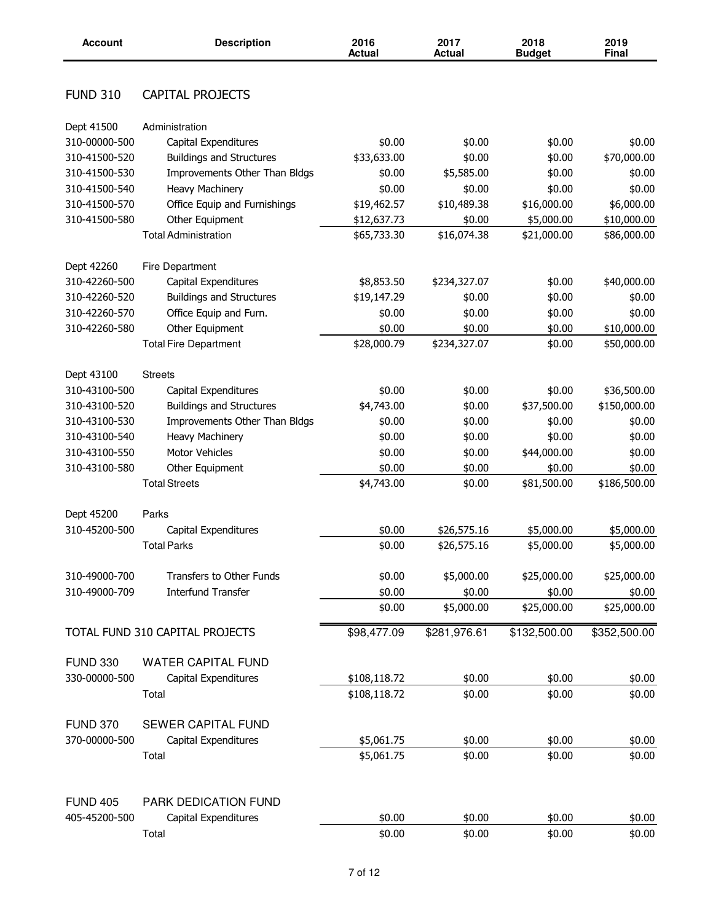| Account | Description | 2016 Actual | 2017 Actual | 2018 Budget | 2019 Final |
|---|---|---|---|---|---|
| **FUND 310** | **CAPITAL PROJECTS** | | | | |
| Dept 41500 | Administration | | | | |
| 310-00000-500 | Capital Expenditures | $0.00 | $0.00 | $0.00 | $0.00 |
| 310-41500-520 | Buildings and Structures | $33,633.00 | $0.00 | $0.00 | $70,000.00 |
| 310-41500-530 | Improvements Other Than Bldgs | $0.00 | $5,585.00 | $0.00 | $0.00 |
| 310-41500-540 | Heavy Machinery | $0.00 | $0.00 | $0.00 | $0.00 |
| 310-41500-570 | Office Equip and Furnishings | $19,462.57 | $10,489.38 | $16,000.00 | $6,000.00 |
| 310-41500-580 | Other Equipment | $12,637.73 | $0.00 | $5,000.00 | $10,000.00 |
| | Total Administration | $65,733.30 | $16,074.38 | $21,000.00 | $86,000.00 |
| Dept 42260 | Fire Department | | | | |
| 310-42260-500 | Capital Expenditures | $8,853.50 | $234,327.07 | $0.00 | $40,000.00 |
| 310-42260-520 | Buildings and Structures | $19,147.29 | $0.00 | $0.00 | $0.00 |
| 310-42260-570 | Office Equip and Furn. | $0.00 | $0.00 | $0.00 | $0.00 |
| 310-42260-580 | Other Equipment | $0.00 | $0.00 | $0.00 | $10,000.00 |
| | Total Fire Department | $28,000.79 | $234,327.07 | $0.00 | $50,000.00 |
| Dept 43100 | Streets | | | | |
| 310-43100-500 | Capital Expenditures | $0.00 | $0.00 | $0.00 | $36,500.00 |
| 310-43100-520 | Buildings and Structures | $4,743.00 | $0.00 | $37,500.00 | $150,000.00 |
| 310-43100-530 | Improvements Other Than Bldgs | $0.00 | $0.00 | $0.00 | $0.00 |
| 310-43100-540 | Heavy Machinery | $0.00 | $0.00 | $0.00 | $0.00 |
| 310-43100-550 | Motor Vehicles | $0.00 | $0.00 | $44,000.00 | $0.00 |
| 310-43100-580 | Other Equipment | $0.00 | $0.00 | $0.00 | $0.00 |
| | Total Streets | $4,743.00 | $0.00 | $81,500.00 | $186,500.00 |
| Dept 45200 | Parks | | | | |
| 310-45200-500 | Capital Expenditures | $0.00 | $26,575.16 | $5,000.00 | $5,000.00 |
| | Total Parks | $0.00 | $26,575.16 | $5,000.00 | $5,000.00 |
| 310-49000-700 | Transfers to Other Funds | $0.00 | $5,000.00 | $25,000.00 | $25,000.00 |
| 310-49000-709 | Interfund Transfer | $0.00 | $0.00 | $0.00 | $0.00 |
| | | $0.00 | $5,000.00 | $25,000.00 | $25,000.00 |
| TOTAL FUND 310 CAPITAL PROJECTS | | $98,477.09 | $281,976.61 | $132,500.00 | $352,500.00 |
| **FUND 330** | **WATER CAPITAL FUND** | | | | |
| 330-00000-500 | Capital Expenditures | $108,118.72 | $0.00 | $0.00 | $0.00 |
| | Total | $108,118.72 | $0.00 | $0.00 | $0.00 |
| **FUND 370** | **SEWER CAPITAL FUND** | | | | |
| 370-00000-500 | Capital Expenditures | $5,061.75 | $0.00 | $0.00 | $0.00 |
| | Total | $5,061.75 | $0.00 | $0.00 | $0.00 |
| **FUND 405** | **PARK DEDICATION FUND** | | | | |
| 405-45200-500 | Capital Expenditures | $0.00 | $0.00 | $0.00 | $0.00 |
| | Total | $0.00 | $0.00 | $0.00 | $0.00 |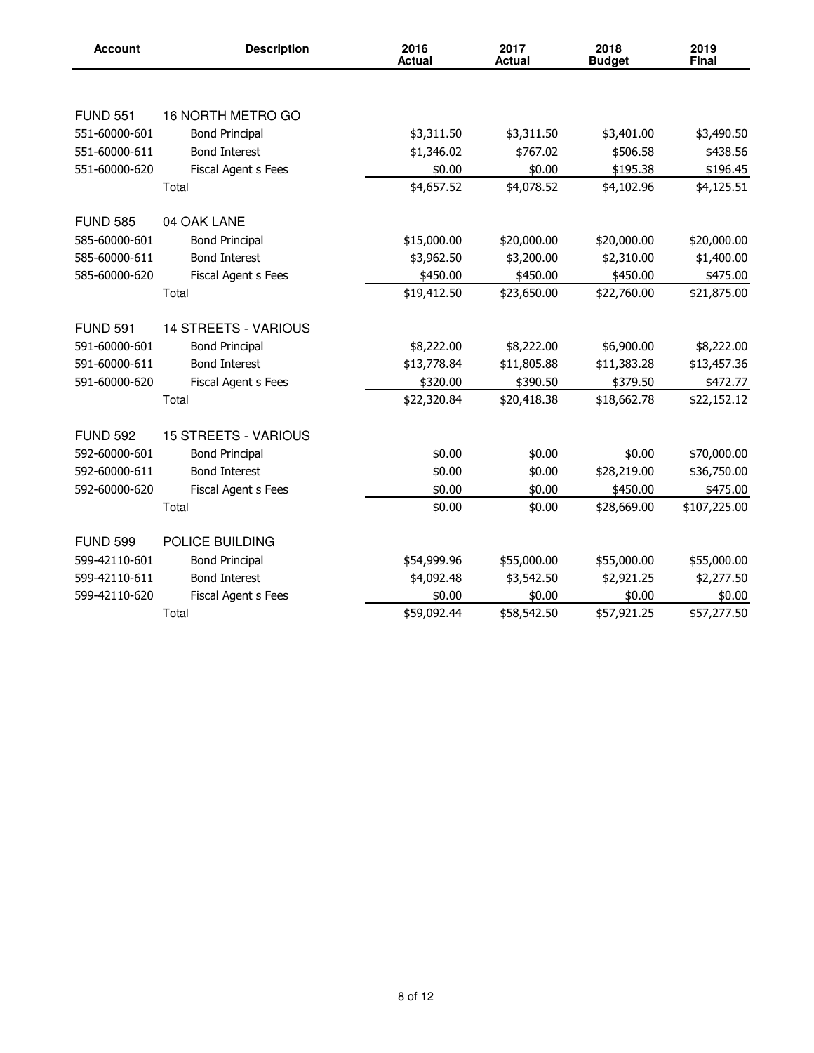| Account | Description | 2016 Actual | 2017 Actual | 2018 Budget | 2019 Final |
|---|---|---|---|---|---|
| FUND 551 | 16 NORTH METRO GO | | | | |
| 551-60000-601 | Bond Principal | $3,311.50 | $3,311.50 | $3,401.00 | $3,490.50 |
| 551-60000-611 | Bond Interest | $1,346.02 | $767.02 | $506.58 | $438.56 |
| 551-60000-620 | Fiscal Agent s Fees | $0.00 | $0.00 | $195.38 | $196.45 |
| | Total | $4,657.52 | $4,078.52 | $4,102.96 | $4,125.51 |
| FUND 585 | 04 OAK LANE | | | | |
| 585-60000-601 | Bond Principal | $15,000.00 | $20,000.00 | $20,000.00 | $20,000.00 |
| 585-60000-611 | Bond Interest | $3,962.50 | $3,200.00 | $2,310.00 | $1,400.00 |
| 585-60000-620 | Fiscal Agent s Fees | $450.00 | $450.00 | $450.00 | $475.00 |
| | Total | $19,412.50 | $23,650.00 | $22,760.00 | $21,875.00 |
| FUND 591 | 14 STREETS - VARIOUS | | | | |
| 591-60000-601 | Bond Principal | $8,222.00 | $8,222.00 | $6,900.00 | $8,222.00 |
| 591-60000-611 | Bond Interest | $13,778.84 | $11,805.88 | $11,383.28 | $13,457.36 |
| 591-60000-620 | Fiscal Agent s Fees | $320.00 | $390.50 | $379.50 | $472.77 |
| | Total | $22,320.84 | $20,418.38 | $18,662.78 | $22,152.12 |
| FUND 592 | 15 STREETS - VARIOUS | | | | |
| 592-60000-601 | Bond Principal | $0.00 | $0.00 | $0.00 | $70,000.00 |
| 592-60000-611 | Bond Interest | $0.00 | $0.00 | $28,219.00 | $36,750.00 |
| 592-60000-620 | Fiscal Agent s Fees | $0.00 | $0.00 | $450.00 | $475.00 |
| | Total | $0.00 | $0.00 | $28,669.00 | $107,225.00 |
| FUND 599 | POLICE BUILDING | | | | |
| 599-42110-601 | Bond Principal | $54,999.96 | $55,000.00 | $55,000.00 | $55,000.00 |
| 599-42110-611 | Bond Interest | $4,092.48 | $3,542.50 | $2,921.25 | $2,277.50 |
| 599-42110-620 | Fiscal Agent s Fees | $0.00 | $0.00 | $0.00 | $0.00 |
| | Total | $59,092.44 | $58,542.50 | $57,921.25 | $57,277.50 |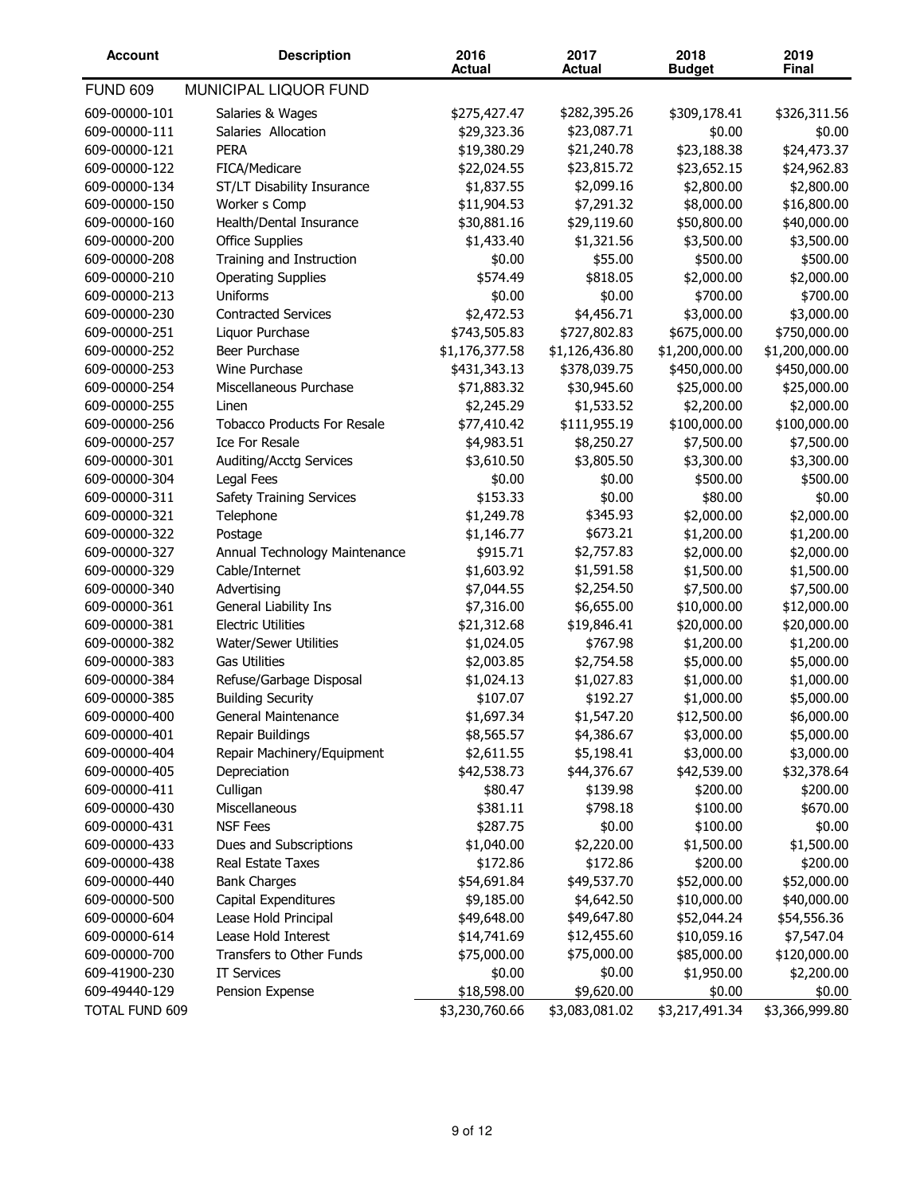| Account | Description | 2016 Actual | 2017 Actual | 2018 Budget | 2019 Final |
|---|---|---|---|---|---|
| FUND 609 | MUNICIPAL LIQUOR FUND | | | | |
| 609-00000-101 | Salaries & Wages | $275,427.47 | $282,395.26 | $309,178.41 | $326,311.56 |
| 609-00000-111 | Salaries Allocation | $29,323.36 | $23,087.71 | $0.00 | $0.00 |
| 609-00000-121 | PERA | $19,380.29 | $21,240.78 | $23,188.38 | $24,473.37 |
| 609-00000-122 | FICA/Medicare | $22,024.55 | $23,815.72 | $23,652.15 | $24,962.83 |
| 609-00000-134 | ST/LT Disability Insurance | $1,837.55 | $2,099.16 | $2,800.00 | $2,800.00 |
| 609-00000-150 | Worker s Comp | $11,904.53 | $7,291.32 | $8,000.00 | $16,800.00 |
| 609-00000-160 | Health/Dental Insurance | $30,881.16 | $29,119.60 | $50,800.00 | $40,000.00 |
| 609-00000-200 | Office Supplies | $1,433.40 | $1,321.56 | $3,500.00 | $3,500.00 |
| 609-00000-208 | Training and Instruction | $0.00 | $55.00 | $500.00 | $500.00 |
| 609-00000-210 | Operating Supplies | $574.49 | $818.05 | $2,000.00 | $2,000.00 |
| 609-00000-213 | Uniforms | $0.00 | $0.00 | $700.00 | $700.00 |
| 609-00000-230 | Contracted Services | $2,472.53 | $4,456.71 | $3,000.00 | $3,000.00 |
| 609-00000-251 | Liquor Purchase | $743,505.83 | $727,802.83 | $675,000.00 | $750,000.00 |
| 609-00000-252 | Beer Purchase | $1,176,377.58 | $1,126,436.80 | $1,200,000.00 | $1,200,000.00 |
| 609-00000-253 | Wine Purchase | $431,343.13 | $378,039.75 | $450,000.00 | $450,000.00 |
| 609-00000-254 | Miscellaneous Purchase | $71,883.32 | $30,945.60 | $25,000.00 | $25,000.00 |
| 609-00000-255 | Linen | $2,245.29 | $1,533.52 | $2,200.00 | $2,000.00 |
| 609-00000-256 | Tobacco Products For Resale | $77,410.42 | $111,955.19 | $100,000.00 | $100,000.00 |
| 609-00000-257 | Ice For Resale | $4,983.51 | $8,250.27 | $7,500.00 | $7,500.00 |
| 609-00000-301 | Auditing/Acctg Services | $3,610.50 | $3,805.50 | $3,300.00 | $3,300.00 |
| 609-00000-304 | Legal Fees | $0.00 | $0.00 | $500.00 | $500.00 |
| 609-00000-311 | Safety Training Services | $153.33 | $0.00 | $80.00 | $0.00 |
| 609-00000-321 | Telephone | $1,249.78 | $345.93 | $2,000.00 | $2,000.00 |
| 609-00000-322 | Postage | $1,146.77 | $673.21 | $1,200.00 | $1,200.00 |
| 609-00000-327 | Annual Technology Maintenance | $915.71 | $2,757.83 | $2,000.00 | $2,000.00 |
| 609-00000-329 | Cable/Internet | $1,603.92 | $1,591.58 | $1,500.00 | $1,500.00 |
| 609-00000-340 | Advertising | $7,044.55 | $2,254.50 | $7,500.00 | $7,500.00 |
| 609-00000-361 | General Liability Ins | $7,316.00 | $6,655.00 | $10,000.00 | $12,000.00 |
| 609-00000-381 | Electric Utilities | $21,312.68 | $19,846.41 | $20,000.00 | $20,000.00 |
| 609-00000-382 | Water/Sewer Utilities | $1,024.05 | $767.98 | $1,200.00 | $1,200.00 |
| 609-00000-383 | Gas Utilities | $2,003.85 | $2,754.58 | $5,000.00 | $5,000.00 |
| 609-00000-384 | Refuse/Garbage Disposal | $1,024.13 | $1,027.83 | $1,000.00 | $1,000.00 |
| 609-00000-385 | Building Security | $107.07 | $192.27 | $1,000.00 | $5,000.00 |
| 609-00000-400 | General Maintenance | $1,697.34 | $1,547.20 | $12,500.00 | $6,000.00 |
| 609-00000-401 | Repair Buildings | $8,565.57 | $4,386.67 | $3,000.00 | $5,000.00 |
| 609-00000-404 | Repair Machinery/Equipment | $2,611.55 | $5,198.41 | $3,000.00 | $3,000.00 |
| 609-00000-405 | Depreciation | $42,538.73 | $44,376.67 | $42,539.00 | $32,378.64 |
| 609-00000-411 | Culligan | $80.47 | $139.98 | $200.00 | $200.00 |
| 609-00000-430 | Miscellaneous | $381.11 | $798.18 | $100.00 | $670.00 |
| 609-00000-431 | NSF Fees | $287.75 | $0.00 | $100.00 | $0.00 |
| 609-00000-433 | Dues and Subscriptions | $1,040.00 | $2,220.00 | $1,500.00 | $1,500.00 |
| 609-00000-438 | Real Estate Taxes | $172.86 | $172.86 | $200.00 | $200.00 |
| 609-00000-440 | Bank Charges | $54,691.84 | $49,537.70 | $52,000.00 | $52,000.00 |
| 609-00000-500 | Capital Expenditures | $9,185.00 | $4,642.50 | $10,000.00 | $40,000.00 |
| 609-00000-604 | Lease Hold Principal | $49,648.00 | $49,647.80 | $52,044.24 | $54,556.36 |
| 609-00000-614 | Lease Hold Interest | $14,741.69 | $12,455.60 | $10,059.16 | $7,547.04 |
| 609-00000-700 | Transfers to Other Funds | $75,000.00 | $75,000.00 | $85,000.00 | $120,000.00 |
| 609-41900-230 | IT Services | $0.00 | $0.00 | $1,950.00 | $2,200.00 |
| 609-49440-129 | Pension Expense | $18,598.00 | $9,620.00 | $0.00 | $0.00 |
| TOTAL FUND 609 | | $3,230,760.66 | $3,083,081.02 | $3,217,491.34 | $3,366,999.80 |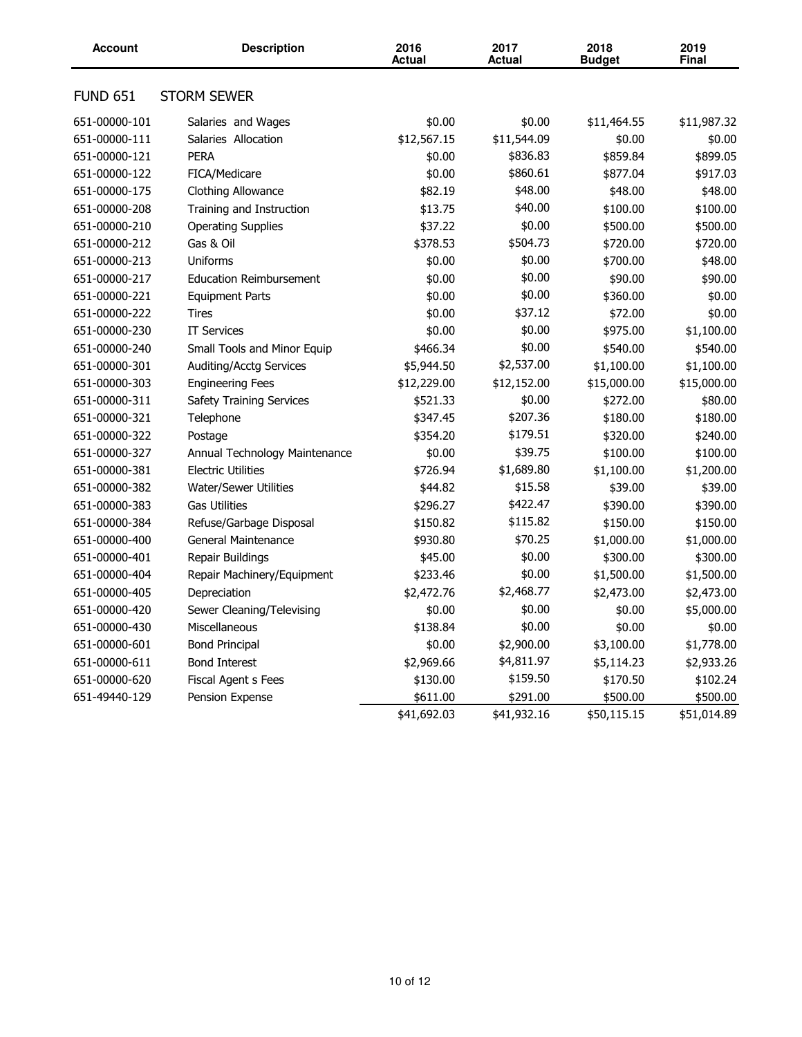| Account | Description | 2016 Actual | 2017 Actual | 2018 Budget | 2019 Final |
|---|---|---|---|---|---|
| FUND 651 | STORM SEWER | | | | |
| 651-00000-101 | Salaries and Wages | $0.00 | $0.00 | $11,464.55 | $11,987.32 |
| 651-00000-111 | Salaries Allocation | $12,567.15 | $11,544.09 | $0.00 | $0.00 |
| 651-00000-121 | PERA | $0.00 | $836.83 | $859.84 | $899.05 |
| 651-00000-122 | FICA/Medicare | $0.00 | $860.61 | $877.04 | $917.03 |
| 651-00000-175 | Clothing Allowance | $82.19 | $48.00 | $48.00 | $48.00 |
| 651-00000-208 | Training and Instruction | $13.75 | $40.00 | $100.00 | $100.00 |
| 651-00000-210 | Operating Supplies | $37.22 | $0.00 | $500.00 | $500.00 |
| 651-00000-212 | Gas & Oil | $378.53 | $504.73 | $720.00 | $720.00 |
| 651-00000-213 | Uniforms | $0.00 | $0.00 | $700.00 | $48.00 |
| 651-00000-217 | Education Reimbursement | $0.00 | $0.00 | $90.00 | $90.00 |
| 651-00000-221 | Equipment Parts | $0.00 | $0.00 | $360.00 | $0.00 |
| 651-00000-222 | Tires | $0.00 | $37.12 | $72.00 | $0.00 |
| 651-00000-230 | IT Services | $0.00 | $0.00 | $975.00 | $1,100.00 |
| 651-00000-240 | Small Tools and Minor Equip | $466.34 | $0.00 | $540.00 | $540.00 |
| 651-00000-301 | Auditing/Acctg Services | $5,944.50 | $2,537.00 | $1,100.00 | $1,100.00 |
| 651-00000-303 | Engineering Fees | $12,229.00 | $12,152.00 | $15,000.00 | $15,000.00 |
| 651-00000-311 | Safety Training Services | $521.33 | $0.00 | $272.00 | $80.00 |
| 651-00000-321 | Telephone | $347.45 | $207.36 | $180.00 | $180.00 |
| 651-00000-322 | Postage | $354.20 | $179.51 | $320.00 | $240.00 |
| 651-00000-327 | Annual Technology Maintenance | $0.00 | $39.75 | $100.00 | $100.00 |
| 651-00000-381 | Electric Utilities | $726.94 | $1,689.80 | $1,100.00 | $1,200.00 |
| 651-00000-382 | Water/Sewer Utilities | $44.82 | $15.58 | $39.00 | $39.00 |
| 651-00000-383 | Gas Utilities | $296.27 | $422.47 | $390.00 | $390.00 |
| 651-00000-384 | Refuse/Garbage Disposal | $150.82 | $115.82 | $150.00 | $150.00 |
| 651-00000-400 | General Maintenance | $930.80 | $70.25 | $1,000.00 | $1,000.00 |
| 651-00000-401 | Repair Buildings | $45.00 | $0.00 | $300.00 | $300.00 |
| 651-00000-404 | Repair Machinery/Equipment | $233.46 | $0.00 | $1,500.00 | $1,500.00 |
| 651-00000-405 | Depreciation | $2,472.76 | $2,468.77 | $2,473.00 | $2,473.00 |
| 651-00000-420 | Sewer Cleaning/Televising | $0.00 | $0.00 | $0.00 | $5,000.00 |
| 651-00000-430 | Miscellaneous | $138.84 | $0.00 | $0.00 | $0.00 |
| 651-00000-601 | Bond Principal | $0.00 | $2,900.00 | $3,100.00 | $1,778.00 |
| 651-00000-611 | Bond Interest | $2,969.66 | $4,811.97 | $5,114.23 | $2,933.26 |
| 651-00000-620 | Fiscal Agent s Fees | $130.00 | $159.50 | $170.50 | $102.24 |
| 651-49440-129 | Pension Expense | $611.00 | $291.00 | $500.00 | $500.00 |
| | | $41,692.03 | $41,932.16 | $50,115.15 | $51,014.89 |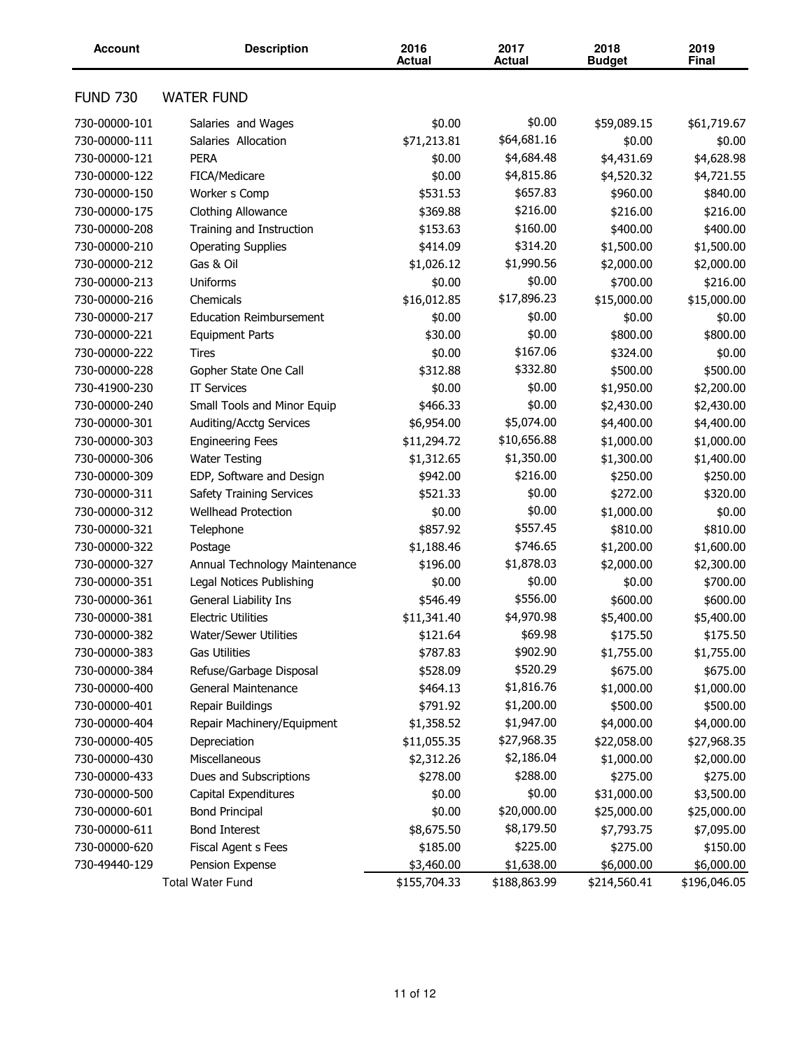| Account | Description | 2016 Actual | 2017 Actual | 2018 Budget | 2019 Final |
|---|---|---|---|---|---|
| FUND 730 | WATER FUND | | | | |
| 730-00000-101 | Salaries and Wages | $0.00 | $0.00 | $59,089.15 | $61,719.67 |
| 730-00000-111 | Salaries Allocation | $71,213.81 | $64,681.16 | $0.00 | $0.00 |
| 730-00000-121 | PERA | $0.00 | $4,684.48 | $4,431.69 | $4,628.98 |
| 730-00000-122 | FICA/Medicare | $0.00 | $4,815.86 | $4,520.32 | $4,721.55 |
| 730-00000-150 | Worker s Comp | $531.53 | $657.83 | $960.00 | $840.00 |
| 730-00000-175 | Clothing Allowance | $369.88 | $216.00 | $216.00 | $216.00 |
| 730-00000-208 | Training and Instruction | $153.63 | $160.00 | $400.00 | $400.00 |
| 730-00000-210 | Operating Supplies | $414.09 | $314.20 | $1,500.00 | $1,500.00 |
| 730-00000-212 | Gas & Oil | $1,026.12 | $1,990.56 | $2,000.00 | $2,000.00 |
| 730-00000-213 | Uniforms | $0.00 | $0.00 | $700.00 | $216.00 |
| 730-00000-216 | Chemicals | $16,012.85 | $17,896.23 | $15,000.00 | $15,000.00 |
| 730-00000-217 | Education Reimbursement | $0.00 | $0.00 | $0.00 | $0.00 |
| 730-00000-221 | Equipment Parts | $30.00 | $0.00 | $800.00 | $800.00 |
| 730-00000-222 | Tires | $0.00 | $167.06 | $324.00 | $0.00 |
| 730-00000-228 | Gopher State One Call | $312.88 | $332.80 | $500.00 | $500.00 |
| 730-41900-230 | IT Services | $0.00 | $0.00 | $1,950.00 | $2,200.00 |
| 730-00000-240 | Small Tools and Minor Equip | $466.33 | $0.00 | $2,430.00 | $2,430.00 |
| 730-00000-301 | Auditing/Acctg Services | $6,954.00 | $5,074.00 | $4,400.00 | $4,400.00 |
| 730-00000-303 | Engineering Fees | $11,294.72 | $10,656.88 | $1,000.00 | $1,000.00 |
| 730-00000-306 | Water Testing | $1,312.65 | $1,350.00 | $1,300.00 | $1,400.00 |
| 730-00000-309 | EDP, Software and Design | $942.00 | $216.00 | $250.00 | $250.00 |
| 730-00000-311 | Safety Training Services | $521.33 | $0.00 | $272.00 | $320.00 |
| 730-00000-312 | Wellhead Protection | $0.00 | $0.00 | $1,000.00 | $0.00 |
| 730-00000-321 | Telephone | $857.92 | $557.45 | $810.00 | $810.00 |
| 730-00000-322 | Postage | $1,188.46 | $746.65 | $1,200.00 | $1,600.00 |
| 730-00000-327 | Annual Technology Maintenance | $196.00 | $1,878.03 | $2,000.00 | $2,300.00 |
| 730-00000-351 | Legal Notices Publishing | $0.00 | $0.00 | $0.00 | $700.00 |
| 730-00000-361 | General Liability Ins | $546.49 | $556.00 | $600.00 | $600.00 |
| 730-00000-381 | Electric Utilities | $11,341.40 | $4,970.98 | $5,400.00 | $5,400.00 |
| 730-00000-382 | Water/Sewer Utilities | $121.64 | $69.98 | $175.50 | $175.50 |
| 730-00000-383 | Gas Utilities | $787.83 | $902.90 | $1,755.00 | $1,755.00 |
| 730-00000-384 | Refuse/Garbage Disposal | $528.09 | $520.29 | $675.00 | $675.00 |
| 730-00000-400 | General Maintenance | $464.13 | $1,816.76 | $1,000.00 | $1,000.00 |
| 730-00000-401 | Repair Buildings | $791.92 | $1,200.00 | $500.00 | $500.00 |
| 730-00000-404 | Repair Machinery/Equipment | $1,358.52 | $1,947.00 | $4,000.00 | $4,000.00 |
| 730-00000-405 | Depreciation | $11,055.35 | $27,968.35 | $22,058.00 | $27,968.35 |
| 730-00000-430 | Miscellaneous | $2,312.26 | $2,186.04 | $1,000.00 | $2,000.00 |
| 730-00000-433 | Dues and Subscriptions | $278.00 | $288.00 | $275.00 | $275.00 |
| 730-00000-500 | Capital Expenditures | $0.00 | $0.00 | $31,000.00 | $3,500.00 |
| 730-00000-601 | Bond Principal | $0.00 | $20,000.00 | $25,000.00 | $25,000.00 |
| 730-00000-611 | Bond Interest | $8,675.50 | $8,179.50 | $7,793.75 | $7,095.00 |
| 730-00000-620 | Fiscal Agent s Fees | $185.00 | $225.00 | $275.00 | $150.00 |
| 730-49440-129 | Pension Expense | $3,460.00 | $1,638.00 | $6,000.00 | $6,000.00 |
| | Total Water Fund | $155,704.33 | $188,863.99 | $214,560.41 | $196,046.05 |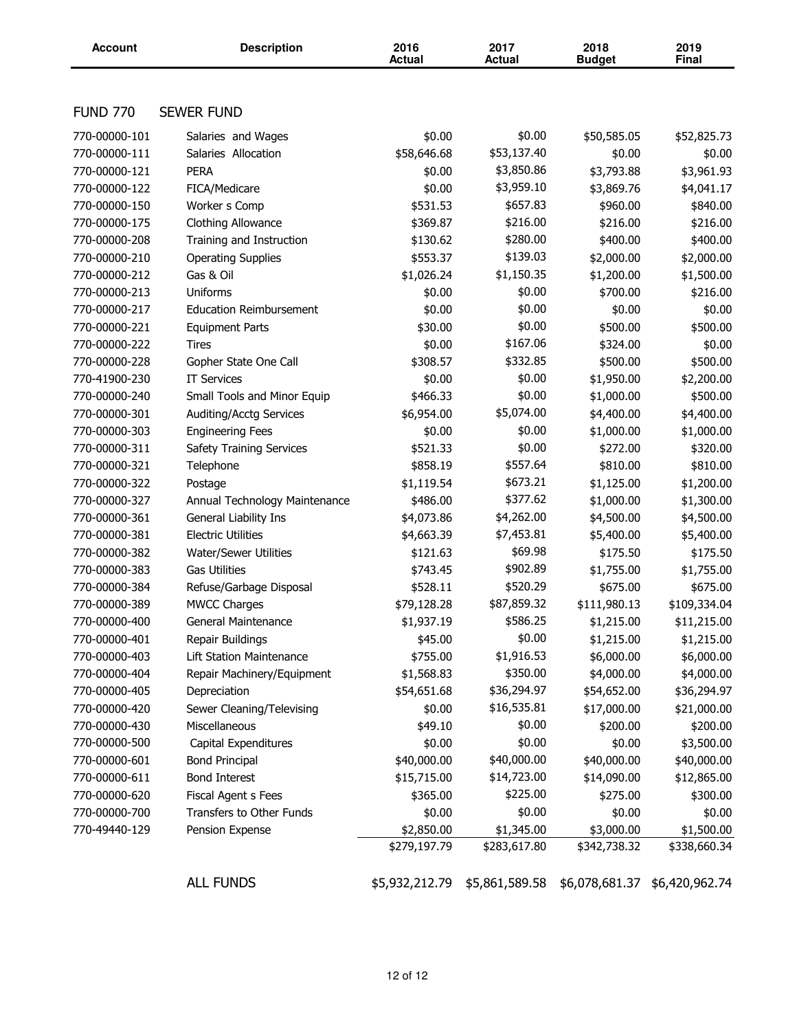| Account | Description | 2016 Actual | 2017 Actual | 2018 Budget | 2019 Final |
|---|---|---|---|---|---|
| FUND 770 | SEWER FUND | | | | |
| 770-00000-101 | Salaries and Wages | $0.00 | $0.00 | $50,585.05 | $52,825.73 |
| 770-00000-111 | Salaries Allocation | $58,646.68 | $53,137.40 | $0.00 | $0.00 |
| 770-00000-121 | PERA | $0.00 | $3,850.86 | $3,793.88 | $3,961.93 |
| 770-00000-122 | FICA/Medicare | $0.00 | $3,959.10 | $3,869.76 | $4,041.17 |
| 770-00000-150 | Worker s Comp | $531.53 | $657.83 | $960.00 | $840.00 |
| 770-00000-175 | Clothing Allowance | $369.87 | $216.00 | $216.00 | $216.00 |
| 770-00000-208 | Training and Instruction | $130.62 | $280.00 | $400.00 | $400.00 |
| 770-00000-210 | Operating Supplies | $553.37 | $139.03 | $2,000.00 | $2,000.00 |
| 770-00000-212 | Gas & Oil | $1,026.24 | $1,150.35 | $1,200.00 | $1,500.00 |
| 770-00000-213 | Uniforms | $0.00 | $0.00 | $700.00 | $216.00 |
| 770-00000-217 | Education Reimbursement | $0.00 | $0.00 | $0.00 | $0.00 |
| 770-00000-221 | Equipment Parts | $30.00 | $0.00 | $500.00 | $500.00 |
| 770-00000-222 | Tires | $0.00 | $167.06 | $324.00 | $0.00 |
| 770-00000-228 | Gopher State One Call | $308.57 | $332.85 | $500.00 | $500.00 |
| 770-41900-230 | IT Services | $0.00 | $0.00 | $1,950.00 | $2,200.00 |
| 770-00000-240 | Small Tools and Minor Equip | $466.33 | $0.00 | $1,000.00 | $500.00 |
| 770-00000-301 | Auditing/Acctg Services | $6,954.00 | $5,074.00 | $4,400.00 | $4,400.00 |
| 770-00000-303 | Engineering Fees | $0.00 | $0.00 | $1,000.00 | $1,000.00 |
| 770-00000-311 | Safety Training Services | $521.33 | $0.00 | $272.00 | $320.00 |
| 770-00000-321 | Telephone | $858.19 | $557.64 | $810.00 | $810.00 |
| 770-00000-322 | Postage | $1,119.54 | $673.21 | $1,125.00 | $1,200.00 |
| 770-00000-327 | Annual Technology Maintenance | $486.00 | $377.62 | $1,000.00 | $1,300.00 |
| 770-00000-361 | General Liability Ins | $4,073.86 | $4,262.00 | $4,500.00 | $4,500.00 |
| 770-00000-381 | Electric Utilities | $4,663.39 | $7,453.81 | $5,400.00 | $5,400.00 |
| 770-00000-382 | Water/Sewer Utilities | $121.63 | $69.98 | $175.50 | $175.50 |
| 770-00000-383 | Gas Utilities | $743.45 | $902.89 | $1,755.00 | $1,755.00 |
| 770-00000-384 | Refuse/Garbage Disposal | $528.11 | $520.29 | $675.00 | $675.00 |
| 770-00000-389 | MWCC Charges | $79,128.28 | $87,859.32 | $111,980.13 | $109,334.04 |
| 770-00000-400 | General Maintenance | $1,937.19 | $586.25 | $1,215.00 | $11,215.00 |
| 770-00000-401 | Repair Buildings | $45.00 | $0.00 | $1,215.00 | $1,215.00 |
| 770-00000-403 | Lift Station Maintenance | $755.00 | $1,916.53 | $6,000.00 | $6,000.00 |
| 770-00000-404 | Repair Machinery/Equipment | $1,568.83 | $350.00 | $4,000.00 | $4,000.00 |
| 770-00000-405 | Depreciation | $54,651.68 | $36,294.97 | $54,652.00 | $36,294.97 |
| 770-00000-420 | Sewer Cleaning/Televising | $0.00 | $16,535.81 | $17,000.00 | $21,000.00 |
| 770-00000-430 | Miscellaneous | $49.10 | $0.00 | $200.00 | $200.00 |
| 770-00000-500 | Capital Expenditures | $0.00 | $0.00 | $0.00 | $3,500.00 |
| 770-00000-601 | Bond Principal | $40,000.00 | $40,000.00 | $40,000.00 | $40,000.00 |
| 770-00000-611 | Bond Interest | $15,715.00 | $14,723.00 | $14,090.00 | $12,865.00 |
| 770-00000-620 | Fiscal Agent s Fees | $365.00 | $225.00 | $275.00 | $300.00 |
| 770-00000-700 | Transfers to Other Funds | $0.00 | $0.00 | $0.00 | $0.00 |
| 770-49440-129 | Pension Expense | $2,850.00 | $1,345.00 | $3,000.00 | $1,500.00 |
| | | $279,197.79 | $283,617.80 | $342,738.32 | $338,660.34 |
| | ALL FUNDS | $5,932,212.79 | $5,861,589.58 | $6,078,681.37 | $6,420,962.74 |